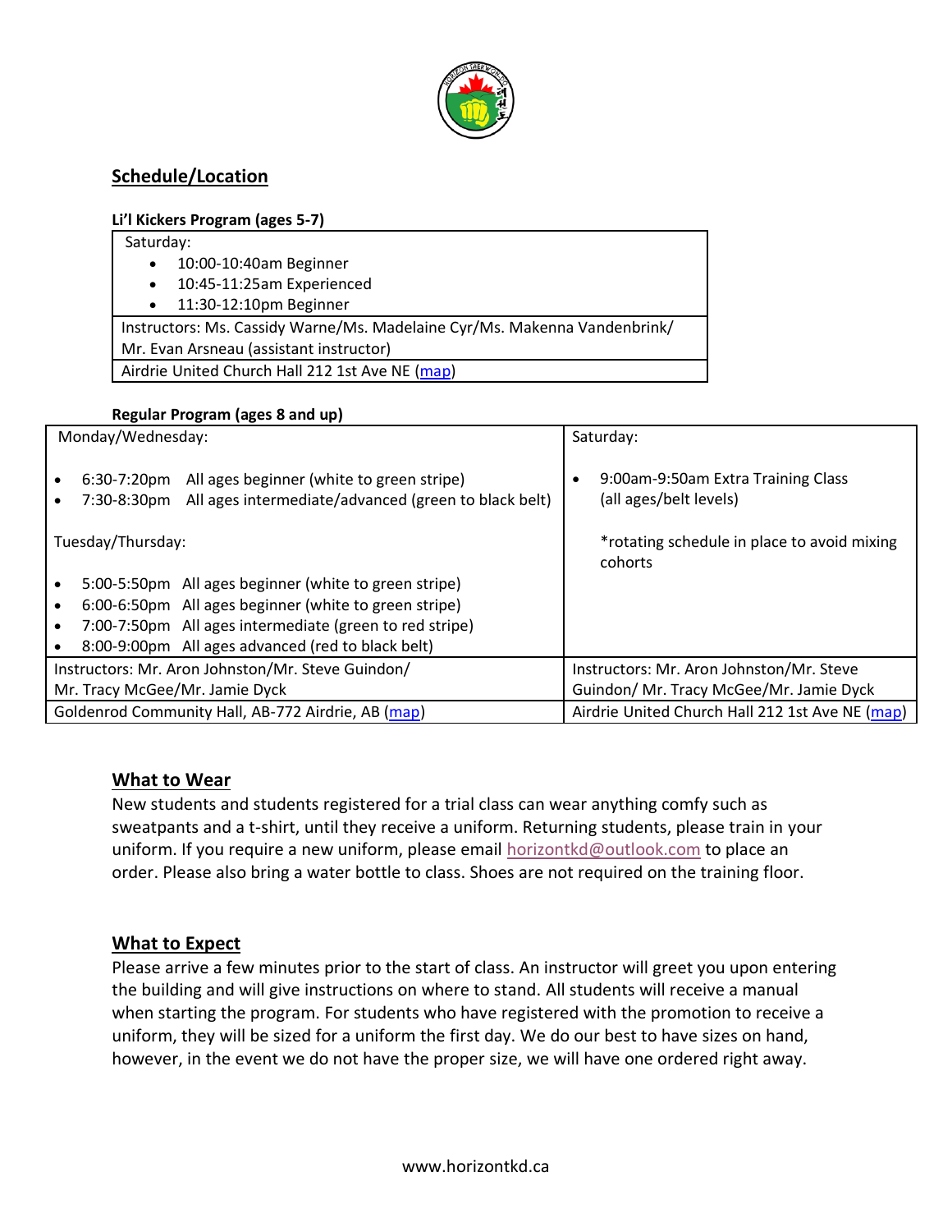## Schedule/Location

**Li'l Kickers Program (ages 5-7)**

| Saturday: |
|---|
| • 10:00-10:40am Beginner<br>• 10:45-11:25am Experienced<br>• 11:30-12:10pm Beginner |
| Instructors: Ms. Cassidy Warne/Ms. Madelaine Cyr/Ms. Makenna Vandenbrink/ Mr. Evan Arsneau (assistant instructor) |
| Airdrie United Church Hall 212 1st Ave NE (map) |

**Regular Program (ages 8 and up)**

| Monday/Wednesday: | Saturday: |
|---|---|
| • 6:30-7:20pm All ages beginner (white to green stripe)<br>• 7:30-8:30pm All ages intermediate/advanced (green to black belt)<br><br>Tuesday/Thursday:<br><br>• 5:00-5:50pm All ages beginner (white to green stripe)<br>• 6:00-6:50pm All ages beginner (white to green stripe)<br>• 7:00-7:50pm All ages intermediate (green to red stripe)<br>• 8:00-9:00pm All ages advanced (red to black belt) | • 9:00am-9:50am Extra Training Class (all ages/belt levels)<br><br>*rotating schedule in place to avoid mixing cohorts |
| Instructors: Mr. Aron Johnston/Mr. Steve Guindon/ Mr. Tracy McGee/Mr. Jamie Dyck | Instructors: Mr. Aron Johnston/Mr. Steve Guindon/ Mr. Tracy McGee/Mr. Jamie Dyck |
| Goldenrod Community Hall, AB-772 Airdrie, AB (map) | Airdrie United Church Hall 212 1st Ave NE (map) |

## What to Wear

New students and students registered for a trial class can wear anything comfy such as sweatpants and a t-shirt, until they receive a uniform. Returning students, please train in your uniform. If you require a new uniform, please email horizontkd@outlook.com to place an order. Please also bring a water bottle to class. Shoes are not required on the training floor.

## What to Expect

Please arrive a few minutes prior to the start of class. An instructor will greet you upon entering the building and will give instructions on where to stand. All students will receive a manual when starting the program. For students who have registered with the promotion to receive a uniform, they will be sized for a uniform the first day. We do our best to have sizes on hand, however, in the event we do not have the proper size, we will have one ordered right away.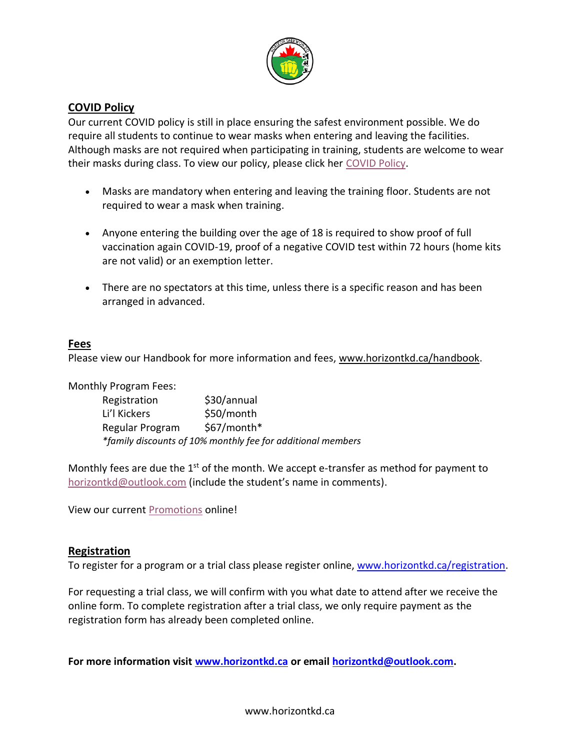## COVID Policy

Our current COVID policy is still in place ensuring the safest environment possible. We do require all students to continue to wear masks when entering and leaving the facilities. Although masks are not required when participating in training, students are welcome to wear their masks during class. To view our policy, please click her COVID Policy.

- Masks are mandatory when entering and leaving the training floor. Students are not required to wear a mask when training.
- Anyone entering the building over the age of 18 is required to show proof of full vaccination again COVID-19, proof of a negative COVID test within 72 hours (home kits are not valid) or an exemption letter.
- There are no spectators at this time, unless there is a specific reason and has been arranged in advanced.

## Fees

Please view our Handbook for more information and fees, www.horizontkd.ca/handbook.

Monthly Program Fees:

| | |
|---|---|
| Registration | $30/annual |
| Li'l Kickers | $50/month |
| Regular Program | $67/month* |

*\*family discounts of 10% monthly fee for additional members*

Monthly fees are due the 1st of the month. We accept e-transfer as method for payment to horizontkd@outlook.com (include the student's name in comments).

View our current Promotions online!

## Registration

To register for a program or a trial class please register online, www.horizontkd.ca/registration.

For requesting a trial class, we will confirm with you what date to attend after we receive the online form. To complete registration after a trial class, we only require payment as the registration form has already been completed online.

**For more information visit www.horizontkd.ca or email horizontkd@outlook.com.**